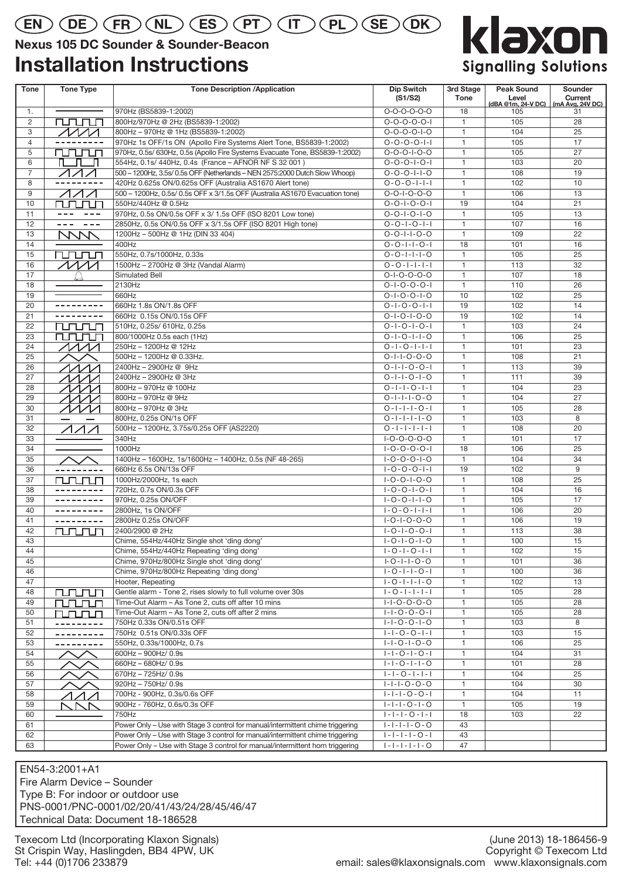EN DE FR NL ES PT IT PL SE DK

**Nexus 105 DC Sounder & Sounder-Beacon**

# Installation Instructions

klaxon
Signalling Solutions

| Tone | Tone Type | Tone Description /Application | Dip Switch (S1/S2) | 3rd Stage Tone | Peak Sound Level (dBA @1m, 24-V DC) | Sounder Current (mA Avg, 24V DC) |
|---|---|---|---|---|---|---|
| 1. | | 970Hz (BS5839-1:2002) | O-O-O-O-O-O | 18 | 105 | 31 |
| 2 | | 800Hz/970Hz @ 2Hz (BS5839-1:2002) | O-O-O-O-O-I | 1 | 105 | 28 |
| 3 | | 800Hz – 970Hz @ 1Hz (BS5839-1:2002) | O-O-O-O-I-O | 1 | 104 | 25 |
| 4 | | 970Hz 1s OFF/1s ON (Apollo Fire Systems Alert Tone, BS5839-1:2002) | O-O-O-O-I-I | 1 | 105 | 17 |
| 5 | | 970Hz, 0.5s/ 630Hz, 0.5s (Apollo Fire Systems Evacuate Tone, BS5839-1:2002) | O-O-O-I-O-O | 1 | 105 | 27 |
| 6 | | 554Hz, 0.1s/ 440Hz, 0.4s (France – AFNOR NF S 32 001 ) | O-O-O-I-O-I | 1 | 103 | 20 |
| 7 | | 500 – 1200Hz, 3.5s/ 0.5s OFF (Netherlands – NEN 2575:2000 Dutch Slow Whoop) | O-O-O-I-I-O | 1 | 108 | 19 |
| 8 | | 420Hz 0.625s ON/0.625s OFF (Australia AS1670 Alert tone) | O-O-O-I-I-I | 1 | 102 | 10 |
| 9 | | 500 – 1200Hz, 0.5s/ 0.5s OFF x 3/1.5s OFF (Australia AS1670 Evacuation tone) | O-O-I-O-O-O | 1 | 106 | 13 |
| 10 | | 550Hz/440Hz @ 0.5Hz | O-O-I-O-O-I | 19 | 104 | 21 |
| 11 | | 970Hz, 0.5s ON/0.5s OFF x 3/ 1.5s OFF (ISO 8201 Low tone) | O-O-I-O-I-O | 1 | 105 | 13 |
| 12 | | 2850Hz, 0.5s ON/0.5s OFF x 3/1.5s OFF (ISO 8201 High tone) | O-O-I-O-I-I | 1 | 107 | 16 |
| 13 | | 1200Hz – 500Hz @ 1Hz (DIN 33 404) | O-O-I-I-O-O | 1 | 109 | 22 |
| 14 | | 400Hz | O-O-I-I-O-I | 18 | 101 | 16 |
| 15 | | 550Hz, 0.7s/1000Hz, 0.33s | O-O-I-I-I-O | 1 | 105 | 25 |
| 16 | | 1500Hz – 2700Hz @ 3Hz (Vandal Alarm) | O-O-I-I-I-I | 1 | 113 | 32 |
| 17 | | Simulated Bell | O-I-O-O-O-O | 1 | 107 | 18 |
| 18 | | 2130Hz | O-I-O-O-O-I | 1 | 110 | 26 |
| 19 | | 660Hz | O-I-O-O-I-O | 10 | 102 | 25 |
| 20 | | 660Hz 1.8s ON/1.8s OFF | O-I-O-O-I-I | 19 | 102 | 14 |
| 21 | | 660Hz 0.15s ON/0.15s OFF | O-I-O-I-O-O | 19 | 102 | 14 |
| 22 | | 510Hz, 0.25s/ 610Hz, 0.25s | O-I-O-I-O-I | 1 | 103 | 24 |
| 23 | | 800/1000Hz 0.5s each (1Hz) | O-I-O-I-I-O | 1 | 106 | 25 |
| 24 | | 250Hz – 1200Hz @ 12Hz | O-I-O-I-I-I | 1 | 101 | 23 |
| 25 | | 500Hz – 1200Hz @ 0.33Hz. | O-I-I-O-O-O | 1 | 108 | 21 |
| 26 | | 2400Hz – 2900Hz @ 9Hz | O-I-I-O-O-I | 1 | 113 | 39 |
| 27 | | 2400Hz – 2900Hz @ 3Hz | O-I-I-O-I-O | 1 | 111 | 39 |
| 28 | | 800Hz – 970Hz @ 100Hz | O-I-I-O-I-I | 1 | 104 | 23 |
| 29 | | 800Hz – 970Hz @ 9Hz | O-I-I-I-O-O | 1 | 104 | 27 |
| 30 | | 800Hz – 970Hz @ 3Hz | O-I-I-I-O-I | 1 | 105 | 28 |
| 31 | | 800Hz, 0.25s ON/1s OFF | O-I-I-I-I-O | 1 | 103 | 8 |
| 32 | | 500Hz – 1200Hz, 3.75s/0.25s OFF (AS2220) | O-I-I-I-I-I | 1 | 108 | 20 |
| 33 | | 340Hz | I-O-O-O-O-O | 1 | 101 | 17 |
| 34 | | 1000Hz | I-O-O-O-O-I | 18 | 106 | 25 |
| 35 | | 1400Hz – 1600Hz, 1s/1600Hz – 1400Hz, 0.5s (NF 48-265) | I-O-O-O-I-O | 1 | 104 | 34 |
| 36 | | 660Hz 6.5s ON/13s OFF | I-O-O-O-I-I | 19 | 102 | 9 |
| 37 | | 1000Hz/2000Hz, 1s each | I-O-O-I-O-O | 1 | 108 | 25 |
| 38 | | 720Hz, 0.7s ON/0.3s OFF | I-O-O-I-O-I | 1 | 104 | 16 |
| 39 | | 970Hz, 0.25s ON/OFF | I-O-O-I-I-O | 1 | 105 | 17 |
| 40 | | 2800Hz, 1s ON/OFF | I-O-O-I-I-I | 1 | 106 | 20 |
| 41 | | 2800Hz 0.25s ON/OFF | I-O-I-O-O-O | 1 | 106 | 19 |
| 42 | | 2400/2900 @ 2Hz | I-O-I-O-O-I | 1 | 113 | 38 |
| 43 | | Chime, 554Hz/440Hz Single shot 'ding dong' | I-O-I-O-I-O | 1 | 100 | 15 |
| 44 | | Chime, 554Hz/440Hz Repeating 'ding dong' | I-O-I-O-I-I | 1 | 102 | 15 |
| 45 | | Chime, 970Hz/800Hz Single shot 'ding dong' | I-O-I-I-O-O | 1 | 101 | 36 |
| 46 | | Chime, 970Hz/800Hz Repeating 'ding dong' | I-O-I-I-O-I | 1 | 100 | 36 |
| 47 | | Hooter, Repeating | I-O-I-I-I-O | 1 | 102 | 13 |
| 48 | | Gentle alarm - Tone 2, rises slowly to full volume over 30s | I-O-I-I-I-I | 1 | 105 | 28 |
| 49 | | Time-Out Alarm – As Tone 2, cuts off after 10 mins | I-I-O-O-O-O | 1 | 105 | 28 |
| 50 | | Time-Out Alarm – As Tone 2, cuts off after 2 mins | I-I-O-O-O-I | 1 | 105 | 28 |
| 51 | | 750Hz 0.33s ON/0.51s OFF | I-I-O-O-I-O | 1 | 103 | 8 |
| 52 | | 750Hz 0.51s ON/0.33s OFF | I-I-O-O-I-I | 1 | 103 | 15 |
| 53 | | 550Hz, 0.33s/1000Hz, 0.7s | I-I-O-I-O-O | 1 | 106 | 25 |
| 54 | | 600Hz – 900Hz/ 0.9s | I-I-O-I-O-I | 1 | 104 | 31 |
| 55 | | 660Hz – 680Hz/ 0.9s | I-I-O-I-I-O | 1 | 101 | 28 |
| 56 | | 670Hz – 725Hz/ 0.9s | I-I-O-I-I-I | 1 | 104 | 25 |
| 57 | | 920Hz – 750Hz/ 0.9s | I-I-I-O-O-O | 1 | 104 | 30 |
| 58 | | 700Hz - 900Hz, 0.3s/0.6s OFF | I-I-I-O-O-I | 1 | 104 | 11 |
| 59 | | 900Hz - 760Hz, 0.6s/0.3s OFF | I-I-I-O-I-O | 1 | 105 | 19 |
| 60 | | 750Hz | I-I-I-O-I-I | 18 | 103 | 22 |
| 61 | | Power Only – Use with Stage 3 control for manual/intermittent chime triggering | I-I-I-I-O-O | 43 | | |
| 62 | | Power Only – Use with Stage 3 control for manual/intermittent chime triggering | I-I-I-I-O-I | 43 | | |
| 63 | | Power Only – Use with Stage 3 control for manual/intermittent horn triggering | I-I-I-I-I-O | 47 | | |

EN54-3:2001+A1
Fire Alarm Device – Sounder
Type B: For indoor or outdoor use
PNS-0001/PNC-0001/02/20/41/43/24/28/45/46/47
Technical Data: Document 18-186528

Texecom Ltd (Incorporating Klaxon Signals)
St Crispin Way, Haslingden, BB4 4PW, UK
Tel: +44 (0)1706 233879

(June 2013) 18-186456-9
Copyright © Texecom Ltd
email: sales@klaxonsignals.com www.klaxonsignals.com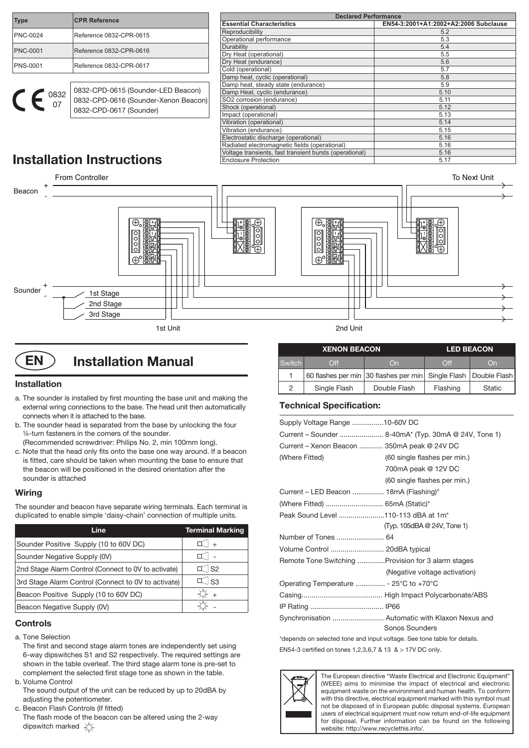| Type | CPR Reference |
|---|---|
| PNC-0024 | Reference 0832-CPR-0615 |
| PNC-0001 | Reference 0832-CPR-0616 |
| PNS-0001 | Reference 0832-CPR-0617 |

CE 0832 07

0832-CPD-0615 (Sounder-LED Beacon)
0832-CPD-0616 (Sounder-Xenon Beacon)
0832-CPD-0617 (Sounder)

| Declared Performance | |
|---|---|
| **Essential Characteristics** | **EN54-3:2001+A1:2002+A2:2006 Subclause** |
| Reproducibility | 5.2 |
| Operational performance | 5.3 |
| Durability | 5.4 |
| Dry Heat (operational) | 5.5 |
| Dry Heat (endurance) | 5.6 |
| Cold (operational) | 5.7 |
| Damp heat, cyclic (operational) | 5.8 |
| Damp heat, steady state (endurance) | 5.9 |
| Damp Heat, cyclic (endurance) | 5.10 |
| SO2 corrosion (endurance) | 5.11 |
| Shock (operational) | 5.12 |
| Impact (operational) | 5.13 |
| Vibration (operational) | 5.14 |
| Vibration (endurance) | 5.15 |
| Electrostatic discharge (operational) | 5.16 |
| Radiated electromagnetic fields (operational) | 5.16 |
| Voltage transients, fast transient bursts (operational) | 5.16 |
| Enclosure Protection | 5.17 |

# Installation Instructions

From Controller — To Next Unit

Beacon + -

Sounder + -

1st Stage
2nd Stage
3rd Stage

1st Unit — 2nd Unit

## EN Installation Manual

### Installation

a. The sounder is installed by first mounting the base unit and making the external wiring connections to the base. The head unit then automatically connects when it is attached to the base.

b. The sounder head is separated from the base by unlocking the four ¼-turn fasteners in the corners of the sounder.
(Recommended screwdriver: Philips No. 2, min 100mm long).

c. Note that the head only fits onto the base one way around. If a beacon is fitted, care should be taken when mounting the base to ensure that the beacon will be positioned in the desired orientation after the sounder is attached

### Wiring

The sounder and beacon have separate wiring terminals. Each terminal is duplicated to enable simple 'daisy-chain' connection of multiple units.

| Line | Terminal Marking |
|---|---|
| Sounder Positive Supply (10 to 60V DC) | + |
| Sounder Negative Supply (0V) | - |
| 2nd Stage Alarm Control (Connect to 0V to activate) | S2 |
| 3rd Stage Alarm Control (Connect to 0V to activate) | S3 |
| Beacon Positive Supply (10 to 60V DC) | + |
| Beacon Negative Supply (0V) | - |

### Controls

a. Tone Selection
The first and second stage alarm tones are independently set using 6-way dipswitches S1 and S2 respectively. The required settings are shown in the table overleaf. The third stage alarm tone is pre-set to complement the selected first stage tone as shown in the table.

b. Volume Control
The sound output of the unit can be reduced by up to 20dBA by adjusting the potentiometer.

c. Beacon Flash Controls (If fitted)
The flash mode of the beacon can be altered using the 2-way dipswitch marked ☼

| | XENON BEACON | | LED BEACON | |
|---|---|---|---|---|
| Switch | Off | On | Off | On |
| 1 | 60 flashes per min | 30 flashes per min | Single Flash | Double Flash |
| 2 | Single Flash | Double Flash | Flashing | Static |

### Technical Specification:

| | |
|---|---|
| Supply Voltage Range | 10-60V DC |
| Current – Sounder | 8-40mA* (Typ. 30mA @ 24V, Tone 1) |
| Current – Xenon Beacon (Where Fitted) | 350mA peak @ 24V DC (60 single flashes per min.) 700mA peak @ 12V DC (60 single flashes per min.) |
| Current – LED Beacon (Where Fitted) | 18mA (Flashing)* 65mA (Static)* |
| Peak Sound Level | 110-113 dBA at 1m* (Typ. 105dBA @ 24V, Tone 1) |
| Number of Tones | 64 |
| Volume Control | 20dBA typical |
| Remote Tone Switching | Provision for 3 alarm stages (Negative voltage activation) |
| Operating Temperature | - 25°C to +70°C |
| Casing | High Impact Polycarbonate/ABS |
| IP Rating | IP66 |
| Synchronisation | Automatic with Klaxon Nexus and Sonos Sounders |

*depends on selected tone and input voltage. See tone table for details.

EN54-3 certified on tones 1,2,3,6,7 & 13 & > 17V DC only.

The European directive "Waste Electrical and Electronic Equipment" (WEEE) aims to minimise the impact of electrical and electronic equipment waste on the environment and human health. To conform with this directive, electrical equipment marked with this symbol must not be disposed of in European public disposal systems. European users of electrical equipment must now return end-of-life equipment for disposal. Further information can be found on the following website: http://www.recyclethis.info/.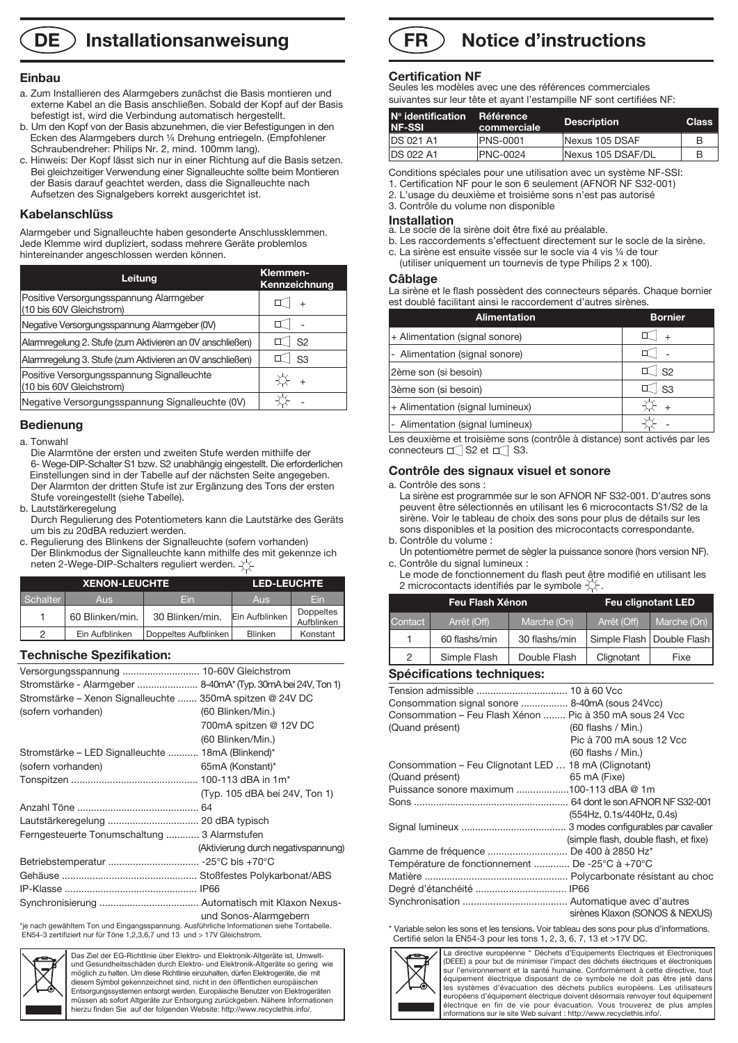# DE Installationsanweisung

## Einbau

a. Zum Installieren des Alarmgebers zunächst die Basis montieren und externe Kabel an die Basis anschließen. Sobald der Kopf auf der Basis befestigt ist, wird die Verbindung automatisch hergestellt.
b. Um den Kopf von der Basis abzunehmen, die vier Befestigungen in den Ecken des Alarmgebers durch ¼ Drehung entriegeln. (Empfohlener Schraubendreher: Philips Nr. 2, mind. 100mm lang).
c. Hinweis: Der Kopf lässt sich nur in einer Richtung auf die Basis setzen. Bei gleichzeitiger Verwendung einer Signalleuchte sollte beim Montieren der Basis darauf geachtet werden, dass die Signalleuchte nach Aufsetzen des Signalgebers korrekt ausgerichtet ist.

## Kabelanschlüss

Alarmgeber und Signalleuchte haben gesonderte Anschlussklemmen. Jede Klemme wird dupliziert, sodass mehrere Geräte problemlos hintereinander angeschlossen werden können.

| Leitung | Klemmen-Kennzeichnung |
|---|---|
| Positive Versorgungsspannung Alarmgeber (10 bis 60V Gleichstrom) | 🔈 + |
| Negative Versorgungsspannung Alarmgeber (0V) | 🔈 - |
| Alarmregelung 2. Stufe (zum Aktivieren an 0V anschließen) | 🔈 S2 |
| Alarmregelung 3. Stufe (zum Aktivieren an 0V anschließen) | 🔈 S3 |
| Positive Versorgungsspannung Signalleuchte (10 bis 60V Gleichstrom) | ☼ + |
| Negative Versorgungsspannung Signalleuchte (0V) | ☼ - |

## Bedienung

a. Tonwahl
Die Alarmtöne der ersten und zweiten Stufe werden mithilfe der 6- Wege-DIP-Schalter S1 bzw. S2 unabhängig eingestellt. Die erforderlichen Einstellungen sind in der Tabelle auf der nächsten Seite angegeben. Der Alarmton der dritten Stufe ist zur Ergänzung des Tons der ersten Stufe voreingestellt (siehe Tabelle).
b. Lautstärkeregelung
Durch Regulierung des Potentiometers kann die Lautstärke des Geräts um bis zu 20dBA reduziert werden.
c. Regulierung des Blinkens der Signalleuchte (sofern vorhanden)
Der Blinkmodus der Signalleuchte kann mithilfe des mit gekennze ich neten 2-Wege-DIP-Schalters reguliert werden. ☼

| | XENON-LEUCHTE | | LED-LEUCHTE | |
|---|---|---|---|---|
| Schalter | Aus | Ein | Aus | Ein |
| 1 | 60 Blinken/min. | 30 Blinken/min. | Ein Aufblinken | Doppeltes Aufblinken |
| 2 | Ein Aufblinken | Doppeltes Aufblinken | Blinken | Konstant |

## Technische Spezifikation:

| | |
|---|---|
| Versorgungsspannung | 10-60V Gleichstrom |
| Stromstärke - Alarmgeber | 8-40mA* (Typ. 30mA bei 24V, Ton 1) |
| Stromstärke – Xenon Signalleuchte (sofern vorhanden) | 350mA spitzen @ 24V DC (60 Blinken/Min.) 700mA spitzen @ 12V DC (60 Blinken/Min.) |
| Stromstärke – LED Signalleuchte (sofern vorhanden) | 18mA (Blinkend)* 65mA (Konstant)* |
| Tonspitzen | 100-113 dBA in 1m* (Typ. 105 dBA bei 24V, Ton 1) |
| Anzahl Töne | 64 |
| Lautstärkeregelung | 20 dBA typisch |
| Ferngesteuerte Tonumschaltung | 3 Alarmstufen (Aktivierung durch negativspannung) |
| Betriebstemperatur | -25°C bis +70°C |
| Gehäuse | Stoßfestes Polykarbonat/ABS |
| IP-Klasse | IP66 |
| Synchronisierung | Automatisch mit Klaxon Nexus- und Sonos-Alarmgebern |

*je nach gewähltem Ton und Eingangsspannung. Ausführliche Informationen siehe Tontabelle. EN54-3 zertifiziert nur für Töne 1,2,3,6,7 und 13 und > 17V Gleichstrom.

Das Ziel der EG-Richtlinie über Elektro- und Elektronik-Altgeräte ist, Umwelt- und Gesundheitsschäden durch Elektro- und Elektronik-Altgeräte so gering wie möglich zu halten. Um diese Richtlinie einzuhalten, dürfen Elektrogeräte, die mit diesem Symbol gekennzeichnet sind, nicht in den öffentlichen europäischen Entsorgungssystemen entsorgt werden. Europäische Benutzer von Elektrogeräten müssen ab sofort Altgeräte zur Entsorgung zurückgeben. Nähere Informationen hierzu finden Sie auf der folgenden Website: http://www.recyclethis.info/.

# FR Notice d'instructions

## Certification NF

Seules les modèles avec une des références commerciales suivantes sur leur tête et ayant l'estampille NF sont certifiées NF:

| N° identification NF-SSI | Référence commerciale | Description | Class |
|---|---|---|---|
| DS 021 A1 | PNS-0001 | Nexus 105 DSAF | B |
| DS 022 A1 | PNC-0024 | Nexus 105 DSAF/DL | B |

Conditions spéciales pour une utilisation avec un système NF-SSI:
1. Certification NF pour le son 6 seulement (AFNOR NF S32-001)
2. L'usage du deuxième et troisième sons n'est pas autorisé
3. Contrôle du volume non disponible

## Installation

a. Le socle de la sirène doit être fixé au préalable.
b. Les raccordements s'effectuent directement sur le socle de la sirène.
c. La sirène est ensuite vissée sur le socle via 4 vis ¼ de tour (utiliser uniquement un tournevis de type Philips 2 x 100).

## Câblage

La sirène et le flash possèdent des connecteurs séparés. Chaque bornier est doublé facilitant ainsi le raccordement d'autres sirènes.

| Alimentation | Bornier |
|---|---|
| + Alimentation (signal sonore) | 🔈 + |
| - Alimentation (signal sonore) | 🔈 - |
| 2ème son (si besoin) | 🔈 S2 |
| 3ème son (si besoin) | 🔈 S3 |
| + Alimentation (signal lumineux) | ☼ + |
| - Alimentation (signal lumineux) | ☼ - |

Les deuxième et troisième sons (contrôle à distance) sont activés par les connecteurs 🔈 S2 et 🔈 S3.

## Contrôle des signaux visuel et sonore

a. Contrôle des sons :
La sirène est programmée sur le son AFNOR NF S32-001. D'autres sons peuvent être sélectionnés en utilisant les 6 microcontacts S1/S2 de la sirène. Voir le tableau de choix des sons pour plus de détails sur les sons disponibles et la position des microcontacts correspondante.
b. Contrôle du volume :
Un potentiomètre permet de sègler la puissance sonore (hors version NF).
c. Contrôle du signal lumineux :
Le mode de fonctionnement du flash peut être modifié en utilisant les 2 microcontacts identifiés par le symbole ☼.

| | Feu Flash Xénon | | Feu clignotant LED | |
|---|---|---|---|---|
| Contact | Arrêt (Off) | Marche (On) | Arrêt (Off) | Marche (On) |
| 1 | 60 flashs/min | 30 flashs/min | Simple Flash | Double Flash |
| 2 | Simple Flash | Double Flash | Clignotant | Fixe |

## Spécifications techniques:

| | |
|---|---|
| Tension admissible | 10 à 60 Vcc |
| Consommation signal sonore | 8-40mA (sous 24Vcc) |
| Consommation – Feu Flash Xénon (Quand présent) | Pic à 350 mA sous 24 Vcc (60 flashs / Min.) Pic à 700 mA sous 12 Vcc (60 flashs / Min.) |
| Consommation – Feu Clignotant LED (Quand présent) | 18 mA (Clignotant) 65 mA (Fixe) |
| Puissance sonore maximum | 100-113 dBA @ 1m |
| Sons | 64 dont le son AFNOR NF S32-001 (554Hz, 0.1s/440Hz, 0.4s) |
| Signal lumineux | 3 modes configurables par cavalier (simple flash, double flash, et fixe) |
| Gamme de fréquence | De 400 à 2850 Hz* |
| Température de fonctionnement | De -25°C à +70°C |
| Matière | Polycarbonate résistant au choc |
| Degré d'étanchéité | IP66 |
| Synchronisation | Automatique avec d'autres sirènes Klaxon (SONOS & NEXUS) |

\* Variable selon les sons et les tensions. Voir tableau des sons pour plus d'informations. Certifié selon la EN54-3 pour les tons 1, 2, 3, 6, 7, 13 et >17V DC.

La directive européenne " Déchets d'Equipements Electriques et Electroniques (DEEE) a pour but de minimiser l'impact des déchets électriques et électroniques sur l'environnement et la santé humaine. Conformément à cette directive, tout équipement électrique disposant de ce symbole ne doit pas être jeté dans les systèmes d'évacuation des déchets publics européens. Les utilisateurs européens d'équipement électrique doivent désormais renvoyer tout équipement électrique en fin de vie pour évacuation. Vous trouverez de plus amples informations sur le site Web suivant : http://www.recyclethis.info/.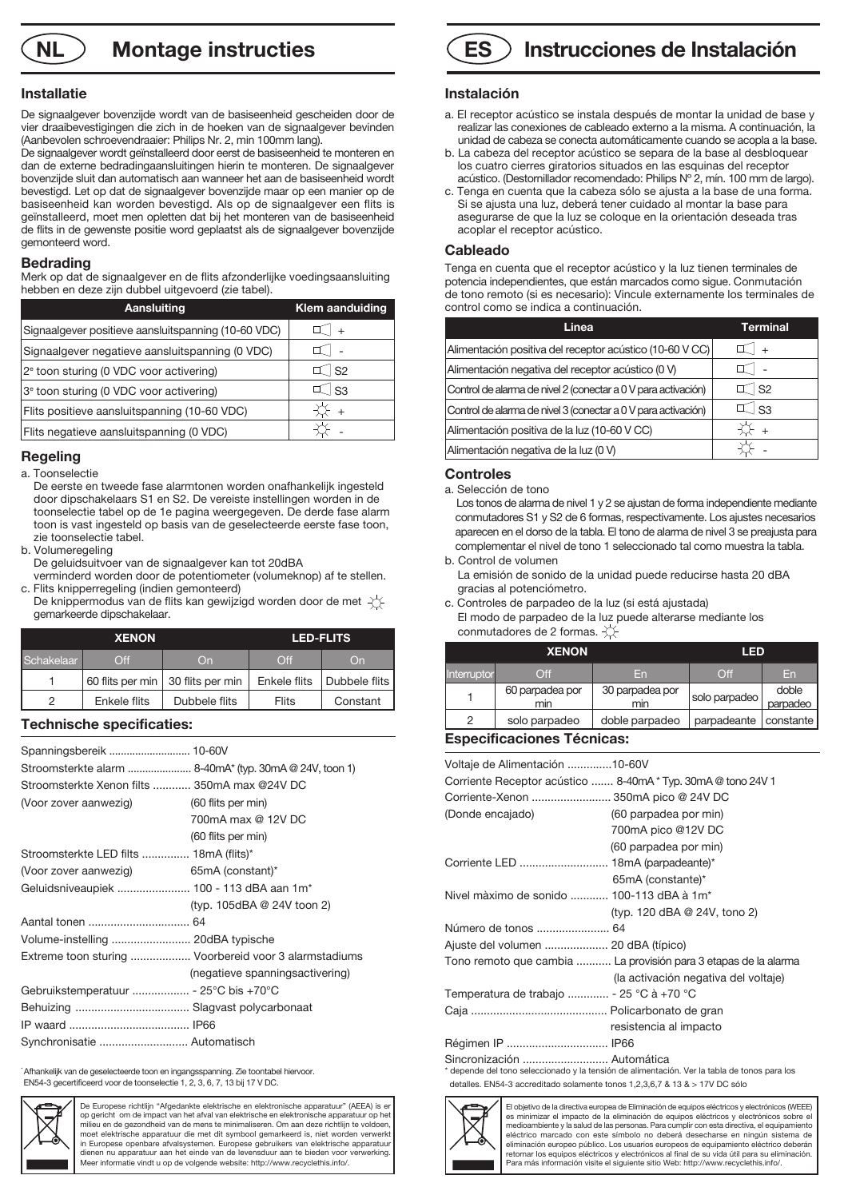# NL Montage instructies

## Installatie

De signaalgever bovenzijde wordt van de basiseenheid gescheiden door de vier draaibevestigingen die zich in de hoeken van de signaalgever bevinden (Aanbevolen schroevendraaier: Philips Nr. 2, min 100mm lang).
De signaalgever wordt geïnstalleerd door eerst de basiseenheid te monteren en dan de externe bedradingaansluitingen hierin te monteren. De signaalgever bovenzijde sluit dan automatisch aan wanneer het aan de basiseenheid wordt bevestigd. Let op dat de signaalgever bovenzijde maar op een manier op de basiseenheid kan worden bevestigd. Als op de signaalgever een flits is geïnstalleerd, moet men opletten dat bij het monteren van de basiseenheid de flits in de gewenste positie word geplaatst als de signaalgever bovenzijde gemonteerd word.

## Bedrading

Merk op dat de signaalgever en de flits afzonderlijke voedingsaansluiting hebben en deze zijn dubbel uitgevoerd (zie tabel).

| Aansluiting | Klem aanduiding |
|---|---|
| Signaalgever positieve aansluitspanning (10-60 VDC) | 🔈 + |
| Signaalgever negatieve aansluitspanning (0 VDC) | 🔈 - |
| 2e toon sturing (0 VDC voor activering) | 🔈 S2 |
| 3e toon sturing (0 VDC voor activering) | 🔈 S3 |
| Flits positieve aansluitspanning (10-60 VDC) | ☼ + |
| Flits negatieve aansluitspanning (0 VDC) | ☼ - |

## Regeling

a. Toonselectie
De eerste en tweede fase alarmtonen worden onafhankelijk ingesteld door dipschakelaars S1 en S2. De vereiste instellingen worden in de toonselectie tabel op de 1e pagina weergegeven. De derde fase alarm toon is vast ingesteld op basis van de geselecteerde eerste fase toon, zie toonselectie tabel.

b. Volumeregeling
De geluidsuitvoer van de signaalgever kan tot 20dBA verminderd worden door de potentiometer (volumeknop) af te stellen.

c. Flits knipperregeling (indien gemonteerd)
De knippermodus van de flits kan gewijzigd worden door de met ☼ gemarkeerde dipschakelaar.

| | XENON | | LED-FLITS | |
|---|---|---|---|---|
| Schakelaar | Off | On | Off | On |
| 1 | 60 flits per min | 30 flits per min | Enkele flits | Dubbele flits |
| 2 | Enkele flits | Dubbele flits | Flits | Constant |

## Technische specificaties:

- Spanningsbereik ............................ 10-60V
- Stroomsterkte alarm ...................... 8-40mA* (typ. 30mA @ 24V, toon 1)
- Stroomsterkte Xenon flits ............ 350mA max @24V DC
- (Voor zover aanwezig) (60 flits per min)
  700mA max @ 12V DC
  (60 flits per min)
- Stroomsterkte LED flits ............... 18mA (flits)*
- (Voor zover aanwezig) 65mA (constant)*
- Geluidsniveaupiek ....................... 100 - 113 dBA aan 1m*
  (typ. 105dBA @ 24V toon 2)
- Aantal tonen ................................ 64
- Volume-instelling ......................... 20dBA typische
- Extreme toon sturing ................... Voorbereid voor 3 alarmstadiums
  (negatieve spanningsactivering)
- Gebruikstemperatuur .................. - 25°C bis +70°C
- Behuizing .................................... Slagvast polycarbonaat
- IP waard ...................................... IP66
- Synchronisatie ............................ Automatisch

* Afhankelijk van de geselecteerde toon en ingangsspanning. Zie toontabel hiervoor. EN54-3 gecertificeerd voor de toonselectie 1, 2, 3, 6, 7, 13 bij 17 V DC.

De Europese richtlijn "Afgedankte elektrische en elektronische apparatuur" (AEEA) is er op gericht om de impact van het afval van elektrische en elektronische apparatuur op het milieu en de gezondheid van de mens te minimaliseren. Om aan deze richtlijn te voldoen, moet elektrische apparatuur die met dit symbool gemarkeerd is, niet worden verwerkt in Europese openbare afvalsystemen. Europese gebruikers van elektrische apparatuur dienen nu apparatuur aan het einde van de levensduur aan te bieden voor verwerking. Meer informatie vindt u op de volgende website: http://www.recyclethis.info/.

# ES Instrucciones de Instalación

## Instalación

a. El receptor acústico se instala después de montar la unidad de base y realizar las conexiones de cableado externo a la misma. A continuación, la unidad de cabeza se conecta automáticamente cuando se acopla a la base.
b. La cabeza del receptor acústico se separa de la base al desbloquear los cuatro cierres giratorios situados en las esquinas del receptor acústico. (Destornillador recomendado: Philips Nº 2, mín. 100 mm de largo).
c. Tenga en cuenta que la cabeza sólo se ajusta a la base de una forma. Si se ajusta una luz, deberá tener cuidado al montar la base para asegurarse de que la luz se coloque en la orientación deseada tras acoplar el receptor acústico.

## Cableado

Tenga en cuenta que el receptor acústico y la luz tienen terminales de potencia independientes, que están marcados como sigue. Conmutación de tono remoto (si es necesario): Vincule externamente los terminales de control como se indica a continuación.

| Línea | Terminal |
|---|---|
| Alimentación positiva del receptor acústico (10-60 V CC) | 🔈 + |
| Alimentación negativa del receptor acústico (0 V) | 🔈 - |
| Control de alarma de nivel 2 (conectar a 0 V para activación) | 🔈 S2 |
| Control de alarma de nivel 3 (conectar a 0 V para activación) | 🔈 S3 |
| Alimentación positiva de la luz (10-60 V CC) | ☼ + |
| Alimentación negativa de la luz (0 V) | ☼ - |

## Controles

a. Selección de tono
Los tonos de alarma de nivel 1 y 2 se ajustan de forma independiente mediante conmutadores S1 y S2 de 6 formas, respectivamente. Los ajustes necesarios aparecen en el dorso de la tabla. El tono de alarma de nivel 3 se preajusta para complementar el nivel de tono 1 seleccionado tal como muestra la tabla.

b. Control de volumen
La emisión de sonido de la unidad puede reducirse hasta 20 dBA gracias al potenciómetro.

c. Controles de parpadeo de la luz (si está ajustada)
El modo de parpadeo de la luz puede alterarse mediante los conmutadores de 2 formas. ☼

| | XENON | | LED | |
|---|---|---|---|---|
| Interruptor | Off | En | Off | En |
| 1 | 60 parpadea por min | 30 parpadea por min | solo parpadeo | doble parpadeo |
| 2 | solo parpadeo | doble parpadeo | parpadeante | constante |

## Especificaciones Técnicas:

- Voltaje de Alimentación ..............10-60V
- Corriente Receptor acústico ....... 8-40mA * Typ. 30mA @ tono 24V 1
- Corriente-Xenon .......................... 350mA pico @ 24V DC
- (Donde encajado) (60 parpadea por min)
  700mA pico @12V DC
  (60 parpadea por min)
- Corriente LED ............................ 18mA (parpadeante)*
  65mA (constante)*
- Nivel màximo de sonido ............ 100-113 dBA à 1m*
  (typ. 120 dBA @ 24V, tono 2)
- Número de tonos ....................... 64
- Ajuste del volumen .................... 20 dBA (típico)
- Tono remoto que cambia ........... La provisión para 3 etapas de la alarma
  (la activación negativa del voltaje)
- Temperatura de trabajo ............. - 25 °C à +70 °C
- Caja ............................................ Policarbonato de gran resistencia al impacto
- Régimen IP ................................ IP66
- Sincronización ........................... Automática

* depende del tono seleccionado y la tensión de alimentación. Ver la tabla de tonos para los detalles. EN54-3 accreditado solamente tonos 1,2,3,6,7 & 13 & > 17V DC sólo

El objetivo de la directiva europea de Eliminación de equipos eléctricos y electrónicos (WEEE) es minimizar el impacto de la eliminación de equipos eléctricos y electrónicos sobre el medioambiente y la salud de las personas. Para cumplir con esta directiva, el equipamiento eléctrico marcado con este símbolo no deberá desecharse en ningún sistema de eliminación europeo público. Los usuarios europeos de equipamiento eléctrico deberán retornar los equipos eléctricos y electrónicos al final de su vida útil para su eliminación. Para más información visite el siguiente sitio Web: http://www.recyclethis.info/.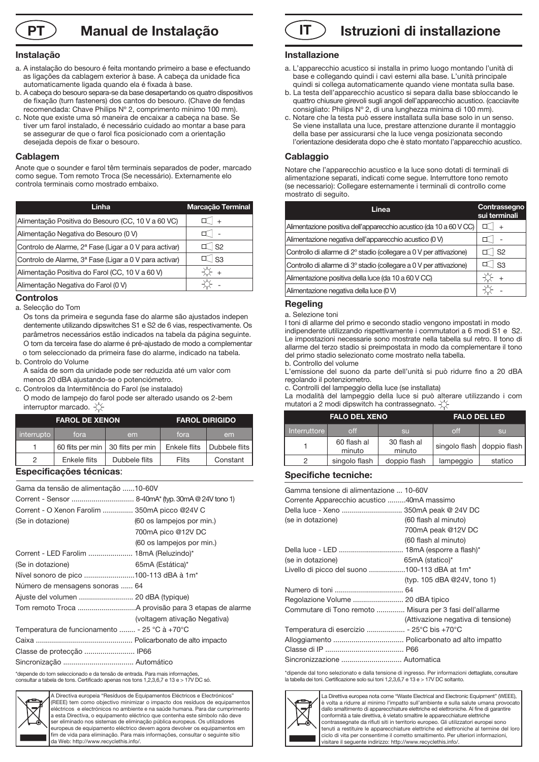# PT Manual de Instalação

### Instalação

a. A instalação do besouro é feita montando primeiro a base e efectuando as ligações da cablagem exterior à base. A cabeça da unidade fica automaticamente ligada quando ela é fixada à base.

b. A cabeça do besouro separa-se da base desapertando os quatro dispositivos de fixação (turn fasteners) dos cantos do besouro. (Chave de fendas recomendada: Chave Philips Nº 2, comprimento mínimo 100 mm).

c. Note que existe uma só maneira de encaixar a cabeça na base. Se tiver um farol instalado, é necessário cuidado ao montar a base para se assegurar de que o farol fica posicionado com a orientação desejada depois de fixar o besouro.

### Cablagem

Anote que o sounder e farol têm terminais separados de poder, marcado como segue. Tom remoto Troca (Se necessário). Externamente elo controla terminais como mostrado embaixo.

| Linha | Marcação Terminal |
|---|---|
| Alimentação Positiva do Besouro (CC, 10 V a 60 VC) | ◁ + |
| Alimentação Negativa do Besouro (0 V) | ◁ - |
| Controlo de Alarme, 2ª Fase (Ligar a 0 V para activar) | ◁ S2 |
| Controlo de Alarme, 3ª Fase (Ligar a 0 V para activar) | ◁ S3 |
| Alimentação Positiva do Farol (CC, 10 V a 60 V) | ☼ + |
| Alimentação Negativa do Farol (0 V) | ☼ - |

### Controlos

a. Selecção do Tom

Os tons da primeira e segunda fase do alarme são ajustados indepen dentemente utilizando dipswitches S1 e S2 de 6 vias, respectivamente. Os parâmetros necessários estão indicados na tabela da página seguinte. O tom da terceira fase do alarme é pré-ajustado de modo a complementar o tom seleccionado da primeira fase do alarme, indicado na tabela.

b. Controlo do Volume

A saída de som da unidade pode ser reduzida até um valor com menos 20 dBA ajustando-se o potenciómetro.

c. Controlos da Intermitência do Farol (se instalado)

O modo de lampejo do farol pode ser alterado usando os 2-bem interruptor marcado. ☼

| FAROL DE XENON | | | FAROL DIRIGIDO | |
|---|---|---|---|---|
| interrupto | fora | em | fora | em |
| 1 | 60 flits per min | 30 flits per min | Enkele flits | Dubbele flits |
| 2 | Enkele flits | Dubbele flits | Flits | Constant |

### Especificações técnicas:

Gama da tensão de alimentação ......10-60V
Corrent - Sensor ............................... 8-40mA* (typ. 30mA @ 24V tono 1)
Corrent - O Xenon Farolim ............... 350mA picco @24V C
(Se in dotazione) (60 os lampejos por min.)
700mA pico @12V DC
(60 os lampejos por min.)
Corrent - LED Farolim ...................... 18mA (Reluzindo)*
(Se in dotazione) 65mA (Estática)*
Nível sonoro de pico .........................100-113 dBA à 1m*
Número de mensagens sonoras ...... 64
Ajuste del volumen ........................... 20 dBA (typique)
Tom remoto Troca ............................A provisão para 3 etapas de alarme
(voltagem ativação Negativa)
Temperatura de funcionamento ........ - 25 °C à +70°C
Caixa ................................................ Policarbonato de alto impacto
Classe de protecção ......................... IP66
Sincronização ................................... Automático

*depende do tom seleccionado e da tensão de entrada. Para mais informações, consultar a tabela de tons. Certificado apenas nos tons 1,2,3,6,7 e 13 e > 17V DC só.

A Directiva europeia "Resíduos de Equipamentos Eléctricos e Electrónicos" (REEE) tem como objectivo minimizar o impacto dos resíduos de equipamentos eléctricos e electrónicos no ambiente e na saúde humana. Para dar cumprimento a esta Directiva, o equipamento eléctrico que contenha este símbolo não deve ser eliminado nos sistemas de eliminação pública europeus. Os utilizadores europeus de equipamento eléctrico devem agora devolver os equipamentos em fim de vida para eliminação. Para mais informações, consultar o seguinte sítio da Web: http://www.recyclethis.info/.

# IT Istruzioni di installazione

### Installazione

a. L'apparecchio acustico si installa in primo luogo montando l'unità di base e collegando quindi i cavi esterni alla base. L'unità principale quindi si collega automaticamente quando viene montata sulla base.

b. La testa dell'apparecchio acustico si separa dalla base sbloccando le quattro chiusure girevoli sugli angoli dell'apparecchio acustico. (cacciavite consigliato: Philips N° 2, di una lunghezza minima di 100 mm).

c. Notare che la testa può essere installata sulla base solo in un senso. Se viene installata una luce, prestare attenzione durante il montaggio della base per assicurarsi che la luce venga posizionata secondo l'orientazione desiderata dopo che è stato montato l'apparecchio acustico.

### Cablaggio

Notare che l'apparecchio acustico e la luce sono dotati di terminali di alimentazione separati, indicati come segue. Interruttore tono remoto (se necessario): Collegare esternamente i terminali di controllo come mostrato di seguito.

| Linea | Contrassegno sui terminali |
|---|---|
| Alimentazione positiva dell'apparecchio acustico (da 10 a 60 V CC) | ◁ + |
| Alimentazione negativa dell'apparecchio acustico (0 V) | ◁ - |
| Controllo di allarme di 2° stadio (collegare a 0 V per attivazione) | ◁ S2 |
| Controllo di allarme di 3° stadio (collegare a 0 V per attivazione) | ◁ S3 |
| Alimentazione positiva della luce (da 10 a 60 V CC) | ☼ + |
| Alimentazione negativa della luce (0 V) | ☼ - |

### Regeling

a. Selezione toni

I toni di allarme del primo e secondo stadio vengono impostati in modo indipendente utilizzando rispettivamente i commutatori a 6 modi S1 e S2. Le impostazioni necessarie sono mostrate nella tabella sul retro. Il tono di allarme del terzo stadio si preimpostata in modo da complementare il tono del primo stadio selezionato come mostrato nella tabella.

b. Controllo del volume

L'emissione del suono da parte dell'unità si può ridurre fino a 20 dBA regolando il potenziometro.

c. Controlli del lampeggio della luce (se installata)

La modalità del lampeggio della luce si può alterare utilizzando i com mutatori a 2 modi dipswitch ha contrassegnato. ☼

| FALO DEL XENO | | | FALO DEL LED | |
|---|---|---|---|---|
| Interruttore | off | su | off | su |
| 1 | 60 flash al minuto | 30 flash al minuto | singolo flash | doppio flash |
| 2 | singolo flash | doppio flash | lampeggio | statico |

### Specifiche tecniche:

Gamma tensione di alimentazione ... 10-60V
Corrente Apparecchio acustico .........40mA massimo
Della luce - Xeno ............................. 350mA peak @ 24V DC
(se in dotazione) (60 flash al minuto)
700mA peak @12V DC
(60 flash al minuto)
Della luce - LED ................................ 18mA (esporre a flash)*
(se in dotazione) 65mA (statico)*
Livello di picco del suono ..................100-113 dBA at 1m*
(typ. 105 dBA @24V, tono 1)
Numero di toni .................................. 64
Regolazione Volume ......................... 20 dBA tipico
Commutare di Tono remoto ............. Misura per 3 fasi dell'allarme
(Attivazione negativa di tensione)
Temperatura di esercizio ................... - 25°C bis +70°C
Alloggiamento ................................... Policarbonato ad alto impatto
Classe di IP ....................................... P66
Sincronizzazione .............................. Automatica

*dipende dal tono selezionato e dalla tensione di ingresso. Per informazioni dettagliate, consultare la tabella dei toni. Certificazione solo sui toni 1,2,3,6,7 e 13 e > 17V DC soltanto.

La Direttiva europea nota come "Waste Electrical and Electronic Equipment" (WEEE), è volta a ridurre al minimo l'impatto sull'ambiente e sulla salute umana provocato dallo smaltimento di apparecchiature elettriche ed elettroniche. Al fine di garantire conformità a tale direttiva, è vietato smaltire le apparecchiature elettriche contrassegnate da rifiuti siti in territorio europeo. Gli utilizzatori europei sono tenuti a restituire le apparecchiature elettriche ed elettroniche al termine del loro ciclo di vita per consentirne il corretto smaltimento. Per ulteriori informazioni, visitare il seguente indirizzo: http://www.recyclethis.info/.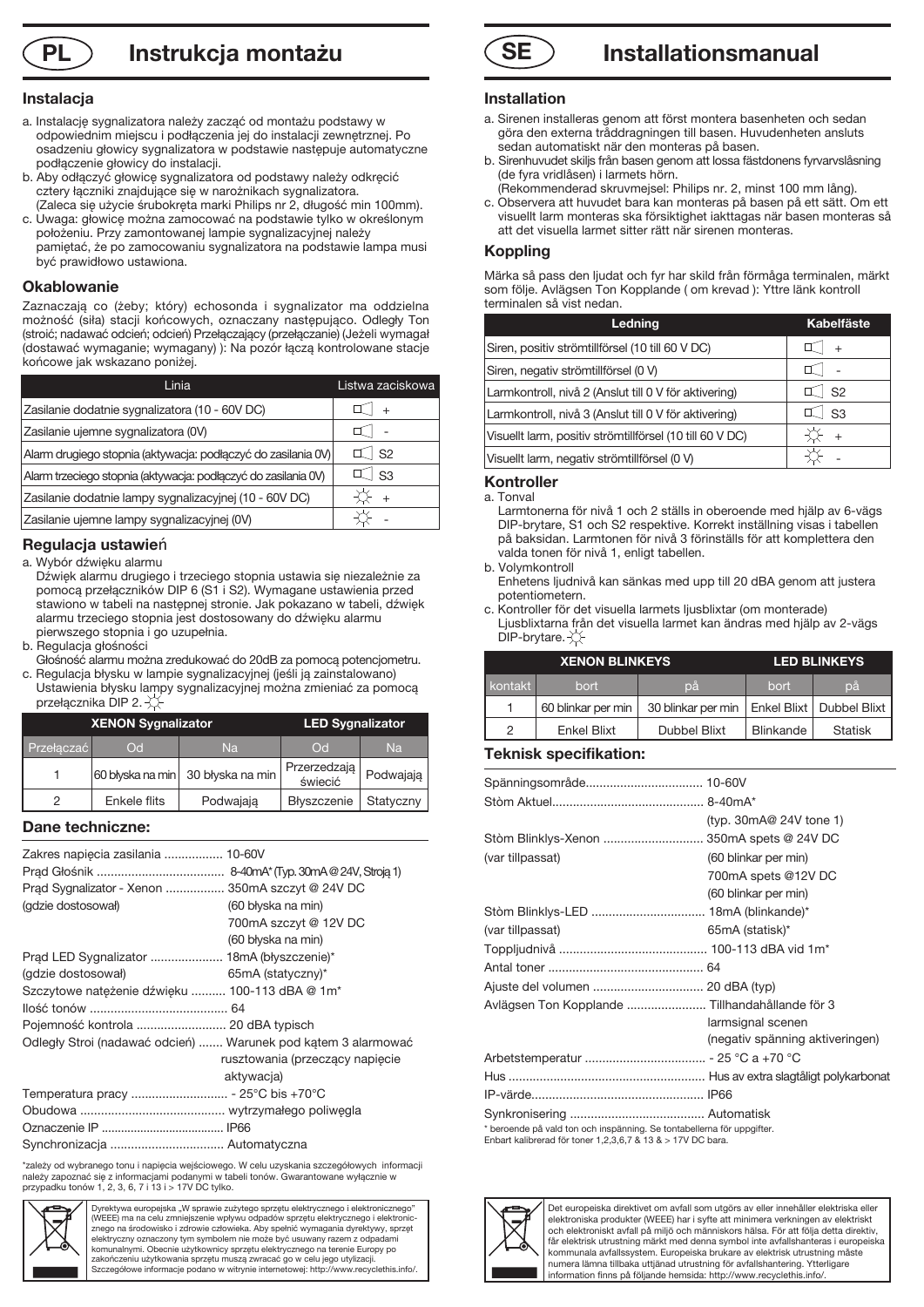# PL Instrukcja montażu

## Instalacja

a. Instalację sygnalizatora należy zacząć od montażu podstawy w odpowiednim miejscu i podłączenia jej do instalacji zewnętrznej. Po osadzeniu głowicy sygnalizatora w podstawie następuje automatyczne podłączenie głowicy do instalacji.
b. Aby odłączyć głowicę sygnalizatora od podstawy należy odkręcić cztery łączniki znajdujące się w narożnikach sygnalizatora. (Zaleca się użycie śrubokręta marki Philips nr 2, długość min 100mm).
c. Uwaga: głowicę można zamocować na podstawie tylko w określonym położeniu. Przy zamontowanej lampie sygnalizacyjnej należy pamiętać, że po zamocowaniu sygnalizatora na podstawie lampa musi być prawidłowo ustawiona.

## Okablowanie

Zaznaczają co (żeby; który) echosonda i sygnalizator ma oddzielna możność (siła) stacji końcowych, oznaczany następująco. Odległy Ton (stroić; nadawać odcień; odcień) Przełączający (przełączanie) (Jeżeli wymagał (dostawać wymaganie; wymagany) ): Na pozór łączą kontrolowane stacje końcowe jak wskazano poniżej.

| Linia | Listwa zaciskowa |
|---|---|
| Zasilanie dodatnie sygnalizatora (10 - 60V DC) | + |
| Zasilanie ujemne sygnalizatora (0V) | - |
| Alarm drugiego stopnia (aktywacja: podłączyć do zasilania 0V) | S2 |
| Alarm trzeciego stopnia (aktywacja: podłączyć do zasilania 0V) | S3 |
| Zasilanie dodatnie lampy sygnalizacyjnej (10 - 60V DC) | + |
| Zasilanie ujemne lampy sygnalizacyjnej (0V) | - |

## Regulacja ustawień

a. Wybór dźwięku alarmu
Dźwięk alarmu drugiego i trzeciego stopnia ustawia się niezależnie za pomocą przełączników DIP 6 (S1 i S2). Wymagane ustawienia przed stawiono w tabeli na następnej stronie. Jak pokazano w tabeli, dźwięk alarmu trzeciego stopnia jest dostosowany do dźwięku alarmu pierwszego stopnia i go uzupełnia.
b. Regulacja głośności
Głośność alarmu można zredukować do 20dB za pomocą potencjometru.
c. Regulacja błysku w lampie sygnalizacyjnej (jeśli ją zainstalowano)
Ustawienia błysku lampy sygnalizacyjnej można zmieniać za pomocą przełącznika DIP 2.

| | XENON Sygnalizator | | LED Sygnalizator | |
|---|---|---|---|---|
| Przełączać | Od | Na | Od | Na |
| 1 | 60 błyska na min | 30 błyska na min | Przerzedzają świecić | Podwajają |
| 2 | Enkele flits | Podwajają | Błyszczenie | Statyczny |

## Dane techniczne:

Zakres napięcia zasilania ................. 10-60V
Prąd Głośnik ..................................... 8-40mA* (Typ. 30mA @ 24V, Stroją 1)
Prąd Sygnalizator - Xenon ................. 350mA szczyt @ 24V DC
(gdzie dostosował) (60 błyska na min)
700mA szczyt @ 12V DC
(60 błyska na min)
Prąd LED Sygnalizator ..................... 18mA (błyszczenie)*
(gdzie dostosował) 65mA (statyczny)*
Szczytowe natężenie dźwięku .......... 100-113 dBA @ 1m*
Ilość tonów ....................................... 64
Pojemność kontrola .......................... 20 dBA typisch
Odległy Stroi (nadawać odcień) ....... Warunek pod kątem 3 alarmować rusztowania (przeczący napięcie aktywacja)
Temperatura pracy ............................ - 25°C bis +70°C
Obudowa .......................................... wytrzymałego poliwęgla
Oznaczenie IP ................................... IP66
Synchronizacja ................................. Automatyczna

*zależy od wybranego tonu i napięcia wejściowego. W celu uzyskania szczegółowych informacji należy zapoznać się z informacjami podanymi w tabeli tonów. Gwarantowane wyłącznie w przypadku tonów 1, 2, 3, 6, 7 i 13 i > 17V DC tylko.

Dyrektywa europejska „W sprawie zużytego sprzętu elektrycznego i elektronicznego" (WEEE) ma na celu zmniejszenie wpływu odpadów sprzętu elektrycznego i elektronicznego na środowisko i zdrowie człowieka. Aby spełnić wymagania dyrektywy, sprzęt elektryczny oznaczony tym symbolem nie może być usuwany razem z odpadami komunalnymi. Obecnie użytkownicy sprzętu elektrycznego na terenie Europy po zakończeniu użytkowania sprzętu muszą zwracać go w celu jego utylizacji. Szczegółowe informacje podano w witrynie internetowej: http://www.recyclethis.info/.

# SE Installationsmanual

## Installation

a. Sirenen installeras genom att först montera basenheten och sedan göra den externa tråddragningen till basen. Huvudenheten ansluts sedan automatiskt när den monteras på basen.
b. Sirenhuvudet skiljs från basen genom att lossa fästdonens fyrvarvslåsning (de fyra vridlåsen) i larmets hörn.
(Rekommenderad skruvmejsel: Philips nr. 2, minst 100 mm lång).
c. Observera att huvudet bara kan monteras på basen på ett sätt. Om ett visuellt larm monteras ska försiktighet iakttagas när basen monteras så att det visuella larmet sitter rätt när sirenen monteras.

## Koppling

Märka så pass den ljudat och fyr har skild från förmåga terminalen, märkt som följe. Avlägsen Ton Kopplande ( om krevad ): Yttre länk kontroll terminalen så vist nedan.

| Ledning | Kabelfäste |
|---|---|
| Siren, positiv strömtillförsel (10 till 60 V DC) | + |
| Siren, negativ strömtillförsel (0 V) | - |
| Larmkontroll, nivå 2 (Anslut till 0 V för aktivering) | S2 |
| Larmkontroll, nivå 3 (Anslut till 0 V för aktivering) | S3 |
| Visuellt larm, positiv strömtillförsel (10 till 60 V DC) | + |
| Visuellt larm, negativ strömtillförsel (0 V) | - |

## Kontroller

a. Tonval
Larmtonerna för nivå 1 och 2 ställs in oberoende med hjälp av 6-vägs DIP-brytare, S1 och S2 respektive. Korrekt inställning visas i tabellen på baksidan. Larmtonen för nivå 3 förinställs för att komplettera den valda tonen för nivå 1, enligt tabellen.
b. Volymkontroll
Enhetens ljudnivå kan sänkas med upp till 20 dBA genom att justera potentiometern.
c. Kontroller för det visuella larmets ljusblixtar (om monterade)
Ljusblixtarna från det visuella larmet kan ändras med hjälp av 2-vägs DIP-brytare.

| | XENON BLINKEYS | | LED BLINKEYS | |
|---|---|---|---|---|
| kontakt | bort | på | bort | på |
| 1 | 60 blinkar per min | 30 blinkar per min | Enkel Blixt | Dubbel Blixt |
| 2 | Enkel Blixt | Dubbel Blixt | Blinkande | Statisk |

## Teknisk specifikation:

Spänningsområde.................................. 10-60V
Stòm Aktuel............................................ 8-40mA*
(typ. 30mA@ 24V tone 1)
Stòm Blinklys-Xenon ............................. 350mA spets @ 24V DC
(var tillpassat) (60 blinkar per min)
700mA spets @12V DC
(60 blinkar per min)
Stòm Blinklys-LED ................................. 18mA (blinkande)*
(var tillpassat) 65mA (statisk)*
Toppljudnivå ........................................... 100-113 dBA vid 1m*
Antal toner ............................................. 64
Ajuste del volumen ................................ 20 dBA (typ)
Avlägsen Ton Kopplande ....................... Tillhandahållande för 3 larmsignal scenen (negativ spänning aktiveringen)
Arbetstemperatur ................................... - 25 °C a +70 °C
Hus ......................................................... Hus av extra slagtåligt polykarbonat
IP-värde................................................... IP66
Synkronisering ....................................... Automatisk

* beroende på vald ton och inspänning. Se tontabellerna för uppgifter.
Enbart kalibrerad för toner 1,2,3,6,7 & 13 & > 17V DC bara.

Det europeiska direktivet om avfall som utgörs av eller innehåller elektriska eller elektroniska produkter (WEEE) har i syfte att minimera verkningen av elektriskt och elektroniskt avfall på miljö och människors hälsa. För att följa detta direktiv, får elektrisk utrustning märkt med denna symbol inte avfallshanteras i europeiska kommunala avfallssystem. Europeiska brukare av elektrisk utrustning måste numera lämna tillbaka uttjänad utrustning för avfallshantering. Ytterligare information finns på följande hemsida: http://www.recyclethis.info/.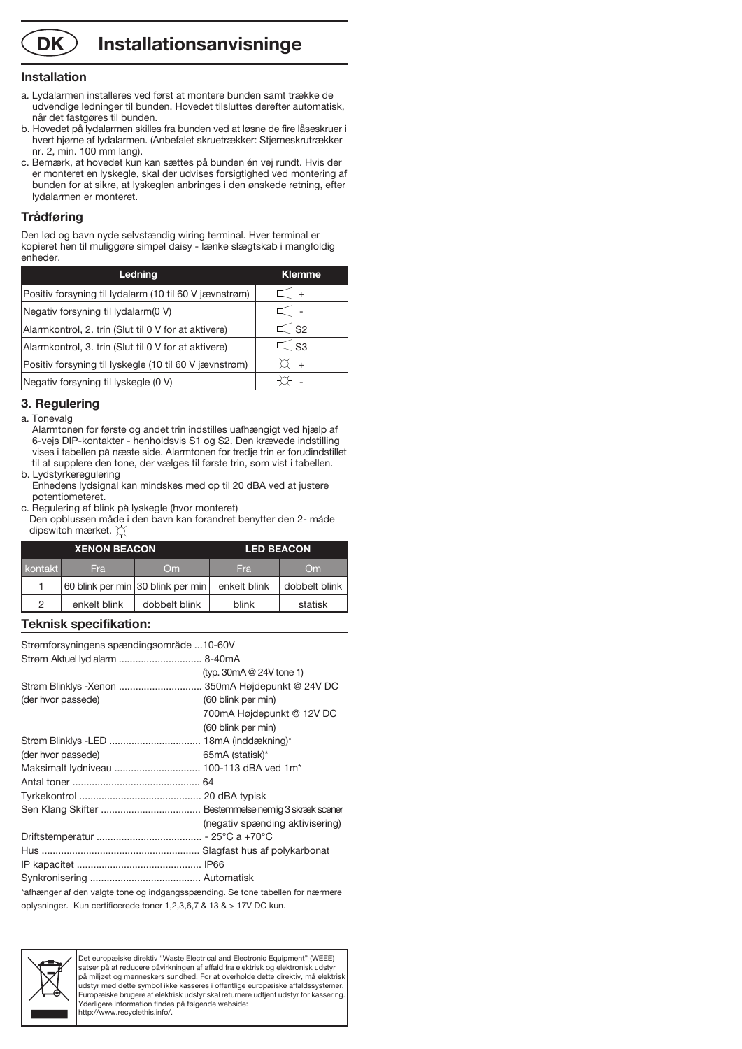# DK Installationsanvisninge

## Installation

a. Lydalarmen installeres ved først at montere bunden samt trække de udvendige ledninger til bunden. Hovedet tilsluttes derefter automatisk, når det fastgøres til bunden.

b. Hovedet på lydalarmen skilles fra bunden ved at løsne de fire låseskruer i hvert hjørne af lydalarmen. (Anbefalet skruetrækker: Stjerneskrutrækker nr. 2, min. 100 mm lang).

c. Bemærk, at hovedet kun kan sættes på bunden én vej rundt. Hvis der er monteret en lyskegle, skal der udvises forsigtighed ved montering af bunden for at sikre, at lyskeglen anbringes i den ønskede retning, efter lydalarmen er monteret.

## Trådføring

Den lød og bavn nyde selvstændig wiring terminal. Hver terminal er kopieret hen til muliggøre simpel daisy - lænke slægtskab i mangfoldig enheder.

| Ledning | Klemme |
|---|---|
| Positiv forsyning til lydalarm (10 til 60 V jævnstrøm) | + |
| Negativ forsyning til lydalarm(0 V) | - |
| Alarmkontrol, 2. trin (Slut til 0 V for at aktivere) | S2 |
| Alarmkontrol, 3. trin (Slut til 0 V for at aktivere) | S3 |
| Positiv forsyning til lyskegle (10 til 60 V jævnstrøm) | + |
| Negativ forsyning til lyskegle (0 V) | - |

## 3. Regulering

a. Tonevalg
Alarmtonen for første og andet trin indstilles uafhængigt ved hjælp af 6-vejs DIP-kontakter - henholdsvis S1 og S2. Den krævede indstilling vises i tabellen på næste side. Alarmtonen for tredje trin er forudindstillet til at supplere den tone, der vælges til første trin, som vist i tabellen.

b. Lydstyrkeregulering
Enhedens lydsignal kan mindskes med op til 20 dBA ved at justere potentiometeret.

c. Regulering af blink på lyskegle (hvor monteret)
Den opblussen måde i den bavn kan forandret benytter den 2- måde dipswitch mærket.

| | XENON BEACON | | LED BEACON | |
|---|---|---|---|---|
| kontakt | Fra | Om | Fra | Om |
| 1 | 60 blink per min | 30 blink per min | enkelt blink | dobbelt blink |
| 2 | enkelt blink | dobbelt blink | blink | statisk |

## Teknisk specifikation:

Strømforsyningens spændingsområde ...10-60V
Strøm Aktuel lyd alarm .............................. 8-40mA
(typ. 30mA @ 24V tone 1)
Strøm Blinklys -Xenon .............................. 350mA Højdepunkt @ 24V DC
(der hvor passede) (60 blink per min)
700mA Højdepunkt @ 12V DC
(60 blink per min)
Strøm Blinklys -LED ................................. 18mA (inddækning)*
(der hvor passede) 65mA (statisk)*
Maksimalt lydniveau ............................... 100-113 dBA ved 1m*
Antal toner .............................................. 64
Tyrkekontrol ............................................ 20 dBA typisk
Sen Klang Skifter .................................... Bestemmelse nemlig 3 skræk scener
(negativ spænding aktivisering)
Driftstemperatur ...................................... - 25°C a +70°C
Hus ......................................................... Slagfast hus af polykarbonat
IP kapacitet ............................................. IP66
Synkronisering ........................................ Automatisk

*afhænger af den valgte tone og indgangsspænding. Se tone tabellen for nærmere oplysninger. Kun certificerede toner 1,2,3,6,7 & 13 & > 17V DC kun.

Det europæiske direktiv "Waste Electrical and Electronic Equipment" (WEEE) satser på at reducere påvirkningen af affald fra elektrisk og elektronisk udstyr på miljøet og menneskers sundhed. For at overholde dette direktiv, må elektrisk udstyr med dette symbol ikke kasseres i offentlige europæiske affaldssystemer. Europæiske brugere af elektrisk udstyr skal returnere udtjent udstyr for kassering. Yderligere information findes på følgende webside: http://www.recyclethis.info/.